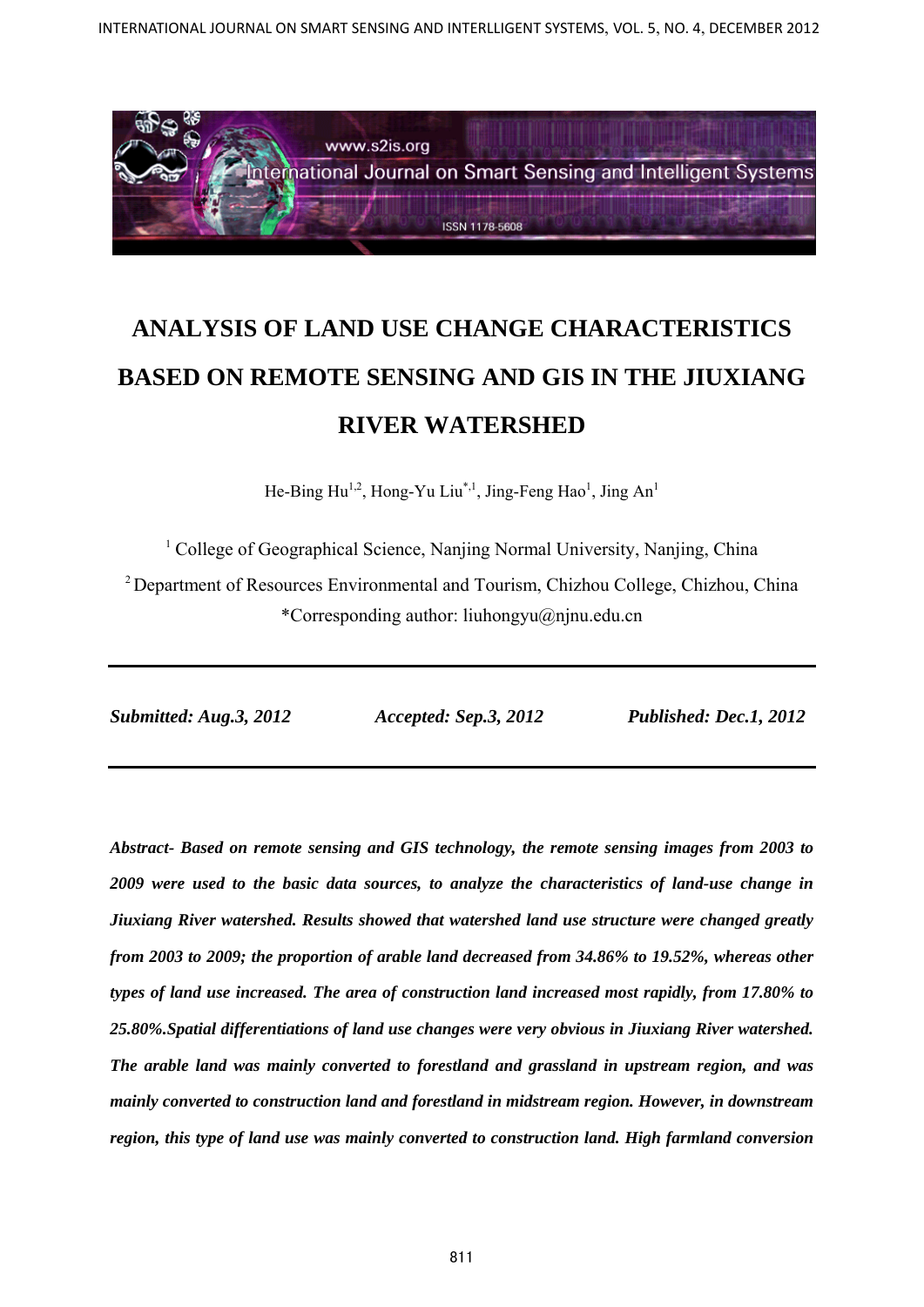# ANALYSIS OF LAND USE CHANGE CHARACTERISTICS BASED ON REMOTE SENSING AND GIS IN THE JIUXIANG RIVER WATERSHED

He-Bing Hu[1,2], Hong-Yu Liu[*,1], Jing-Feng Hao[1], Jing An[1]

[1] College of Geographical Science, Nanjing Normal University, Nanjing, China

[2] Department of Resources Environmental and Tourism, Chizhou College, Chizhou, China

*Corresponding author: liuhongyu@njnu.edu.cn

---

***Submitted: Aug.3, 2012*** ***Accepted: Sep.3, 2012*** ***Published: Dec.1, 2012***

---

***Abstract- Based on remote sensing and GIS technology, the remote sensing images from 2003 to 2009 were used to the basic data sources, to analyze the characteristics of land-use change in Jiuxiang River watershed. Results showed that watershed land use structure were changed greatly from 2003 to 2009; the proportion of arable land decreased from 34.86% to 19.52%, whereas other types of land use increased. The area of construction land increased most rapidly, from 17.80% to 25.80%.Spatial differentiations of land use changes were very obvious in Jiuxiang River watershed. The arable land was mainly converted to forestland and grassland in upstream region, and was mainly converted to construction land and forestland in midstream region. However, in downstream region, this type of land use was mainly converted to construction land. High farmland conversion***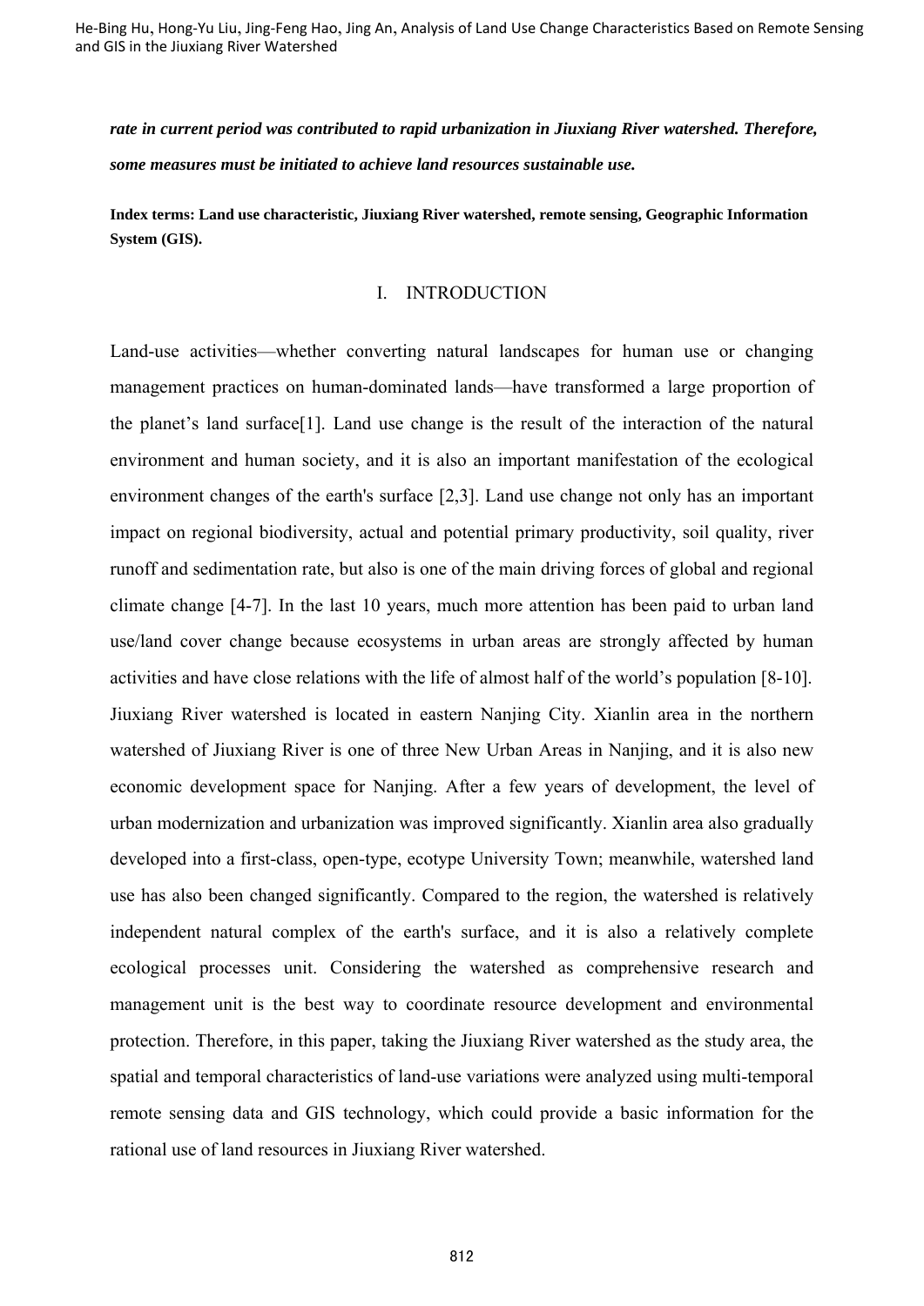***rate in current period was contributed to rapid urbanization in Jiuxiang River watershed. Therefore, some measures must be initiated to achieve land resources sustainable use.***

**Index terms: Land use characteristic, Jiuxiang River watershed, remote sensing, Geographic Information System (GIS).**

## I. INTRODUCTION

Land-use activities—whether converting natural landscapes for human use or changing management practices on human-dominated lands—have transformed a large proportion of the planet's land surface[1]. Land use change is the result of the interaction of the natural environment and human society, and it is also an important manifestation of the ecological environment changes of the earth's surface [2,3]. Land use change not only has an important impact on regional biodiversity, actual and potential primary productivity, soil quality, river runoff and sedimentation rate, but also is one of the main driving forces of global and regional climate change [4-7]. In the last 10 years, much more attention has been paid to urban land use/land cover change because ecosystems in urban areas are strongly affected by human activities and have close relations with the life of almost half of the world's population [8-10]. Jiuxiang River watershed is located in eastern Nanjing City. Xianlin area in the northern watershed of Jiuxiang River is one of three New Urban Areas in Nanjing, and it is also new economic development space for Nanjing. After a few years of development, the level of urban modernization and urbanization was improved significantly. Xianlin area also gradually developed into a first-class, open-type, ecotype University Town; meanwhile, watershed land use has also been changed significantly. Compared to the region, the watershed is relatively independent natural complex of the earth's surface, and it is also a relatively complete ecological processes unit. Considering the watershed as comprehensive research and management unit is the best way to coordinate resource development and environmental protection. Therefore, in this paper, taking the Jiuxiang River watershed as the study area, the spatial and temporal characteristics of land-use variations were analyzed using multi-temporal remote sensing data and GIS technology, which could provide a basic information for the rational use of land resources in Jiuxiang River watershed.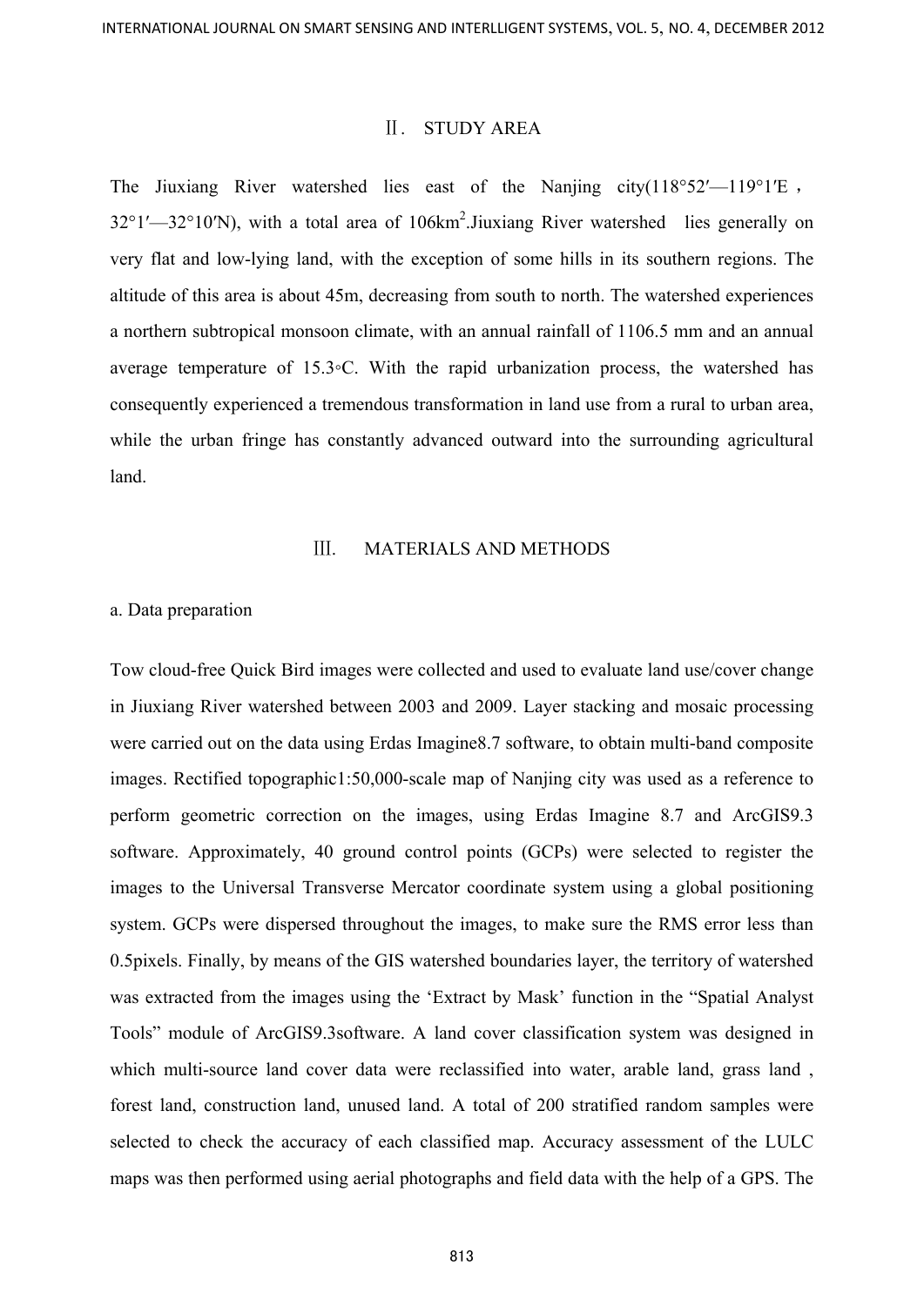## Ⅱ. STUDY AREA

The Jiuxiang River watershed lies east of the Nanjing city(118°52′—119°1′E， 32°1′—32°10′N), with a total area of 106km$^2$.Jiuxiang River watershed lies generally on very flat and low-lying land, with the exception of some hills in its southern regions. The altitude of this area is about 45m, decreasing from south to north. The watershed experiences a northern subtropical monsoon climate, with an annual rainfall of 1106.5 mm and an annual average temperature of 15.3◦C. With the rapid urbanization process, the watershed has consequently experienced a tremendous transformation in land use from a rural to urban area, while the urban fringe has constantly advanced outward into the surrounding agricultural land.

## Ⅲ. MATERIALS AND METHODS

### a. Data preparation

Tow cloud-free Quick Bird images were collected and used to evaluate land use/cover change in Jiuxiang River watershed between 2003 and 2009. Layer stacking and mosaic processing were carried out on the data using Erdas Imagine8.7 software, to obtain multi-band composite images. Rectified topographic1:50,000-scale map of Nanjing city was used as a reference to perform geometric correction on the images, using Erdas Imagine 8.7 and ArcGIS9.3 software. Approximately, 40 ground control points (GCPs) were selected to register the images to the Universal Transverse Mercator coordinate system using a global positioning system. GCPs were dispersed throughout the images, to make sure the RMS error less than 0.5pixels. Finally, by means of the GIS watershed boundaries layer, the territory of watershed was extracted from the images using the 'Extract by Mask' function in the "Spatial Analyst Tools" module of ArcGIS9.3software. A land cover classification system was designed in which multi-source land cover data were reclassified into water, arable land, grass land , forest land, construction land, unused land. A total of 200 stratified random samples were selected to check the accuracy of each classified map. Accuracy assessment of the LULC maps was then performed using aerial photographs and field data with the help of a GPS. The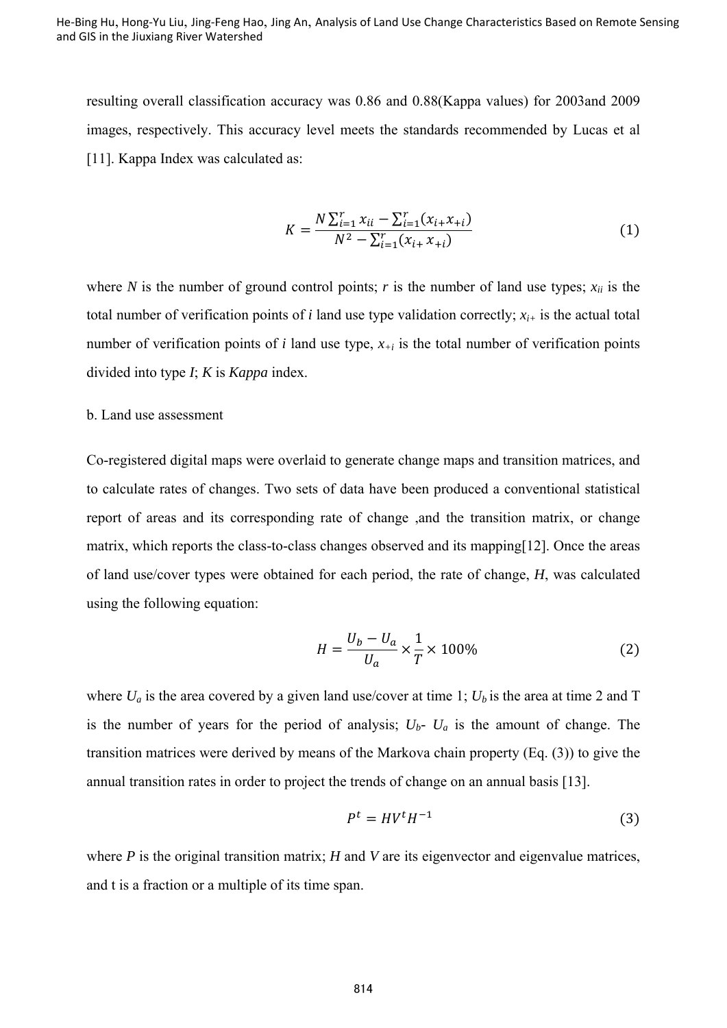resulting overall classification accuracy was 0.86 and 0.88(Kappa values) for 2003and 2009 images, respectively. This accuracy level meets the standards recommended by Lucas et al [11]. Kappa Index was calculated as:

$$K = \frac{N\sum_{i=1}^{r} x_{ii} - \sum_{i=1}^{r}(x_{i+}x_{+i})}{N^2 - \sum_{i=1}^{r}(x_{i+}\, x_{+i})} \tag{1}$$

where $N$ is the number of ground control points; $r$ is the number of land use types; $x_{ii}$ is the total number of verification points of $i$ land use type validation correctly; $x_{i+}$ is the actual total number of verification points of $i$ land use type, $x_{+i}$ is the total number of verification points divided into type $I$; $K$ is *Kappa* index.

b. Land use assessment

Co-registered digital maps were overlaid to generate change maps and transition matrices, and to calculate rates of changes. Two sets of data have been produced a conventional statistical report of areas and its corresponding rate of change ,and the transition matrix, or change matrix, which reports the class-to-class changes observed and its mapping[12]. Once the areas of land use/cover types were obtained for each period, the rate of change, $H$, was calculated using the following equation:

$$H = \frac{U_b - U_a}{U_a} \times \frac{1}{T} \times 100\% \tag{2}$$

where $U_a$ is the area covered by a given land use/cover at time 1; $U_b$ is the area at time 2 and T is the number of years for the period of analysis; $U_b$- $U_a$ is the amount of change. The transition matrices were derived by means of the Markova chain property (Eq. (3)) to give the annual transition rates in order to project the trends of change on an annual basis [13].

$$P^t = HV^tH^{-1} \tag{3}$$

where $P$ is the original transition matrix; $H$ and $V$ are its eigenvector and eigenvalue matrices, and t is a fraction or a multiple of its time span.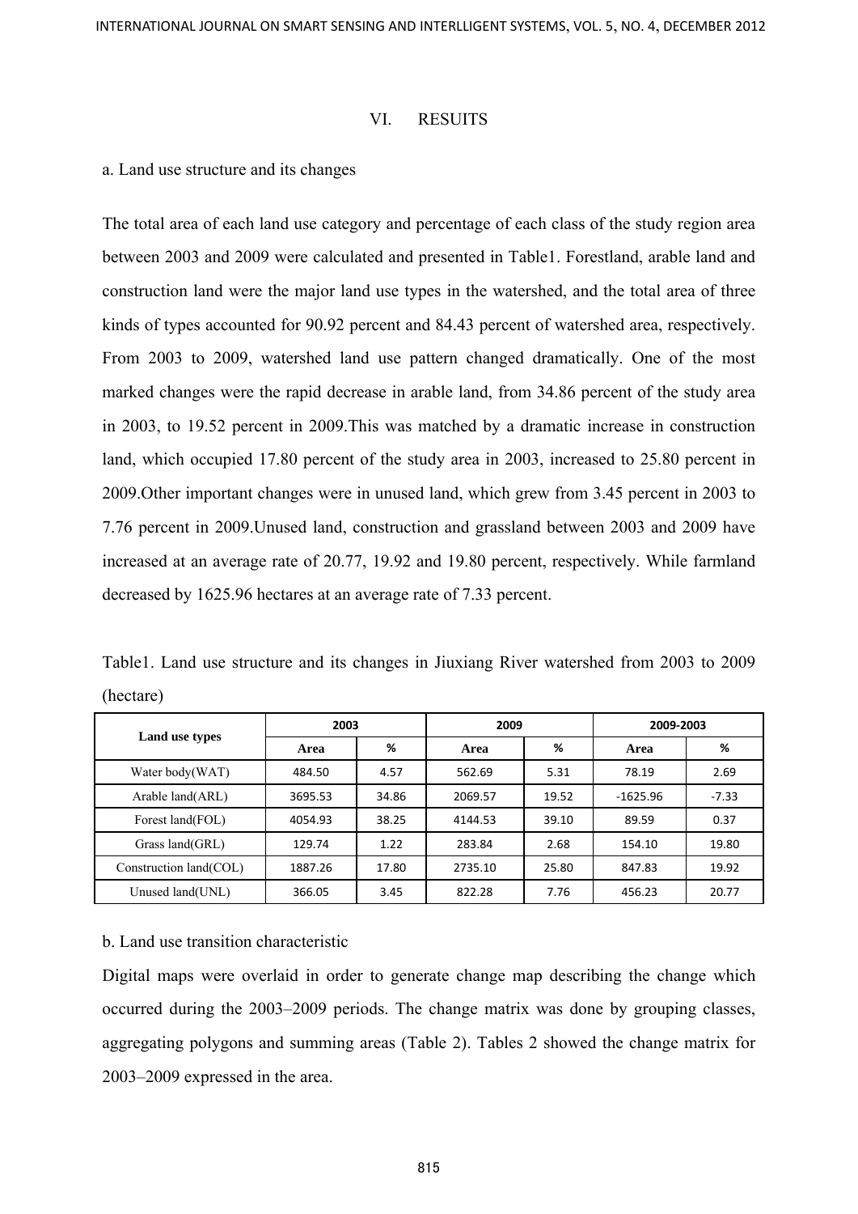## VI. RESUITS

a. Land use structure and its changes

The total area of each land use category and percentage of each class of the study region area between 2003 and 2009 were calculated and presented in Table1. Forestland, arable land and construction land were the major land use types in the watershed, and the total area of three kinds of types accounted for 90.92 percent and 84.43 percent of watershed area, respectively. From 2003 to 2009, watershed land use pattern changed dramatically. One of the most marked changes were the rapid decrease in arable land, from 34.86 percent of the study area in 2003, to 19.52 percent in 2009.This was matched by a dramatic increase in construction land, which occupied 17.80 percent of the study area in 2003, increased to 25.80 percent in 2009.Other important changes were in unused land, which grew from 3.45 percent in 2003 to 7.76 percent in 2009.Unused land, construction and grassland between 2003 and 2009 have increased at an average rate of 20.77, 19.92 and 19.80 percent, respectively. While farmland decreased by 1625.96 hectares at an average rate of 7.33 percent.

Table1. Land use structure and its changes in Jiuxiang River watershed from 2003 to 2009 (hectare)

| Land use types | 2003 | | 2009 | | 2009-2003 | |
|---|---|---|---|---|---|---|
| | Area | % | Area | % | Area | % |
| Water body(WAT) | 484.50 | 4.57 | 562.69 | 5.31 | 78.19 | 2.69 |
| Arable land(ARL) | 3695.53 | 34.86 | 2069.57 | 19.52 | -1625.96 | -7.33 |
| Forest land(FOL) | 4054.93 | 38.25 | 4144.53 | 39.10 | 89.59 | 0.37 |
| Grass land(GRL) | 129.74 | 1.22 | 283.84 | 2.68 | 154.10 | 19.80 |
| Construction land(COL) | 1887.26 | 17.80 | 2735.10 | 25.80 | 847.83 | 19.92 |
| Unused land(UNL) | 366.05 | 3.45 | 822.28 | 7.76 | 456.23 | 20.77 |

b. Land use transition characteristic

Digital maps were overlaid in order to generate change map describing the change which occurred during the 2003–2009 periods. The change matrix was done by grouping classes, aggregating polygons and summing areas (Table 2). Tables 2 showed the change matrix for 2003–2009 expressed in the area.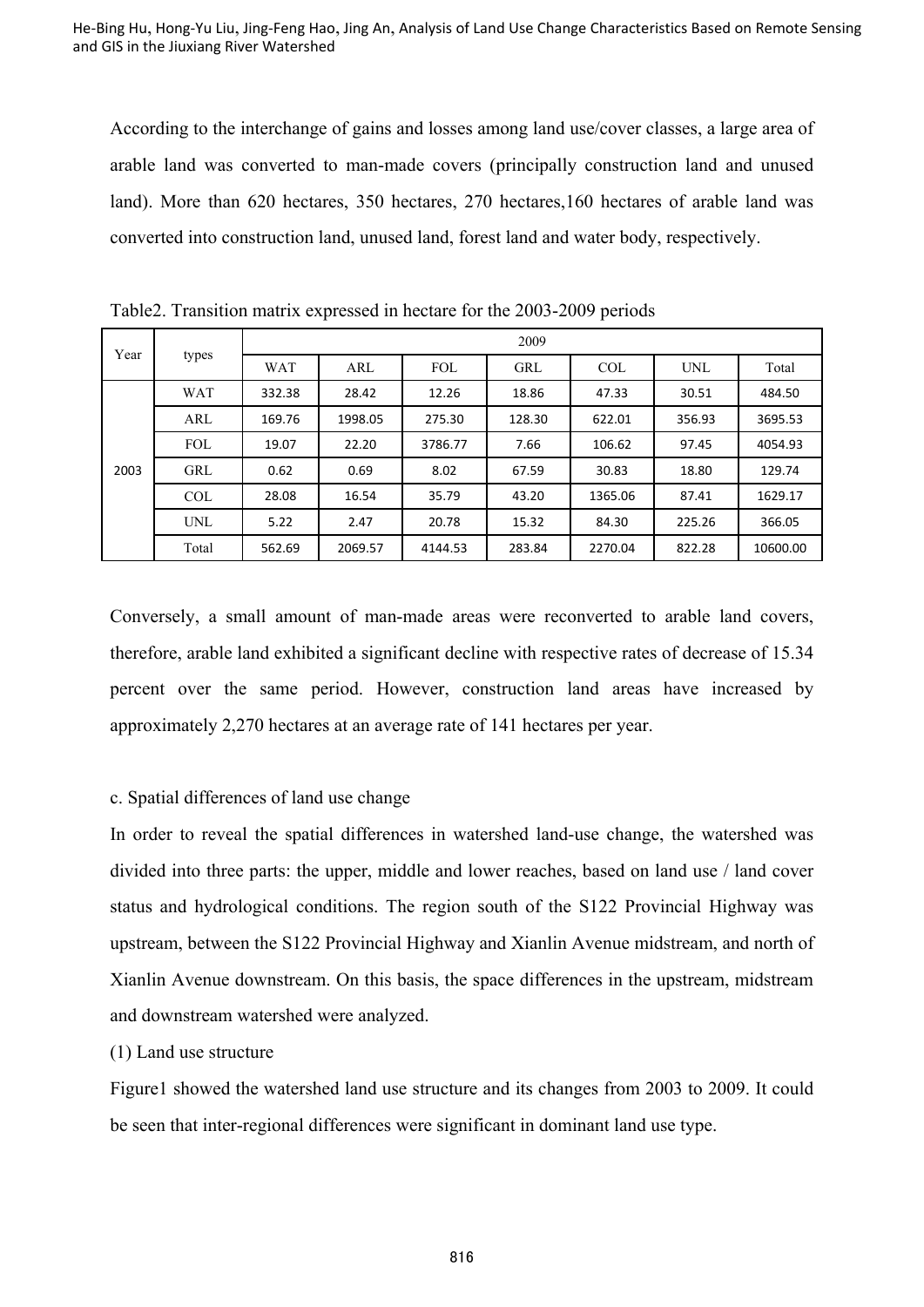According to the interchange of gains and losses among land use/cover classes, a large area of arable land was converted to man-made covers (principally construction land and unused land). More than 620 hectares, 350 hectares, 270 hectares,160 hectares of arable land was converted into construction land, unused land, forest land and water body, respectively.

Table2. Transition matrix expressed in hectare for the 2003-2009 periods

| Year | types | 2009 | | | | | | |
|---|---|---|---|---|---|---|---|---|
| | | WAT | ARL | FOL | GRL | COL | UNL | Total |
| 2003 | WAT | 332.38 | 28.42 | 12.26 | 18.86 | 47.33 | 30.51 | 484.50 |
| | ARL | 169.76 | 1998.05 | 275.30 | 128.30 | 622.01 | 356.93 | 3695.53 |
| | FOL | 19.07 | 22.20 | 3786.77 | 7.66 | 106.62 | 97.45 | 4054.93 |
| | GRL | 0.62 | 0.69 | 8.02 | 67.59 | 30.83 | 18.80 | 129.74 |
| | COL | 28.08 | 16.54 | 35.79 | 43.20 | 1365.06 | 87.41 | 1629.17 |
| | UNL | 5.22 | 2.47 | 20.78 | 15.32 | 84.30 | 225.26 | 366.05 |
| | Total | 562.69 | 2069.57 | 4144.53 | 283.84 | 2270.04 | 822.28 | 10600.00 |

Conversely, a small amount of man-made areas were reconverted to arable land covers, therefore, arable land exhibited a significant decline with respective rates of decrease of 15.34 percent over the same period. However, construction land areas have increased by approximately 2,270 hectares at an average rate of 141 hectares per year.

c. Spatial differences of land use change

In order to reveal the spatial differences in watershed land-use change, the watershed was divided into three parts: the upper, middle and lower reaches, based on land use / land cover status and hydrological conditions. The region south of the S122 Provincial Highway was upstream, between the S122 Provincial Highway and Xianlin Avenue midstream, and north of Xianlin Avenue downstream. On this basis, the space differences in the upstream, midstream and downstream watershed were analyzed.

(1) Land use structure

Figure1 showed the watershed land use structure and its changes from 2003 to 2009. It could be seen that inter-regional differences were significant in dominant land use type.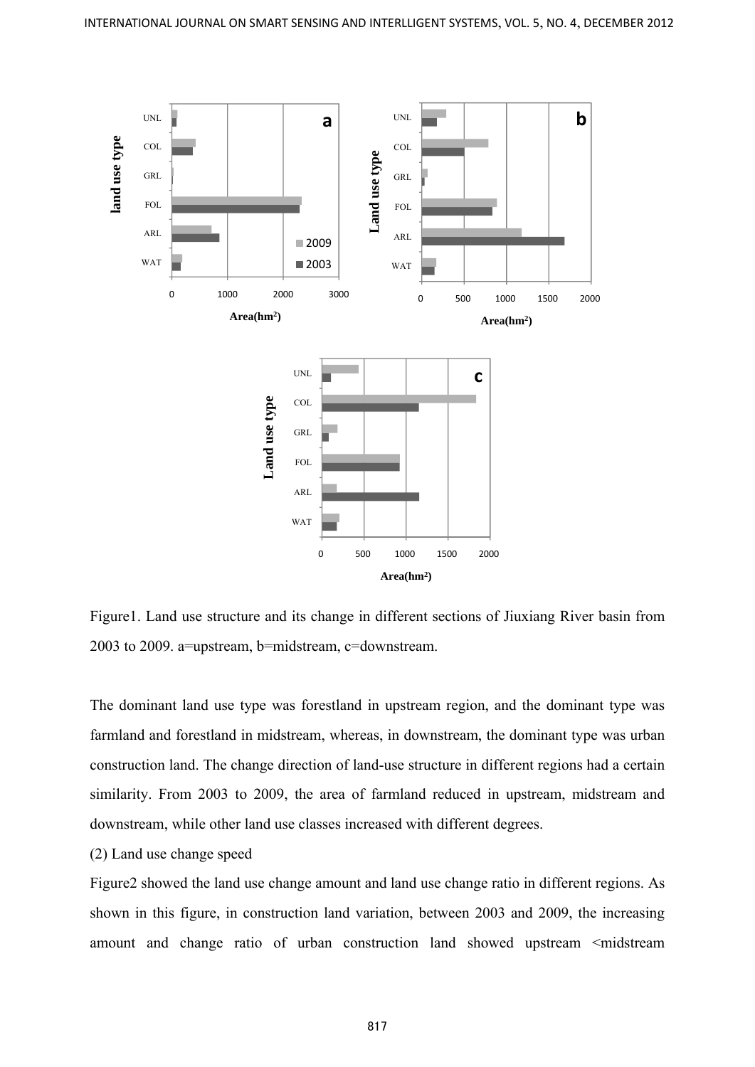Figure1. Land use structure and its change in different sections of Jiuxiang River basin from 2003 to 2009. a=upstream, b=midstream, c=downstream.

The dominant land use type was forestland in upstream region, and the dominant type was farmland and forestland in midstream, whereas, in downstream, the dominant type was urban construction land. The change direction of land-use structure in different regions had a certain similarity. From 2003 to 2009, the area of farmland reduced in upstream, midstream and downstream, while other land use classes increased with different degrees.

(2) Land use change speed

Figure2 showed the land use change amount and land use change ratio in different regions. As shown in this figure, in construction land variation, between 2003 and 2009, the increasing amount and change ratio of urban construction land showed upstream <midstream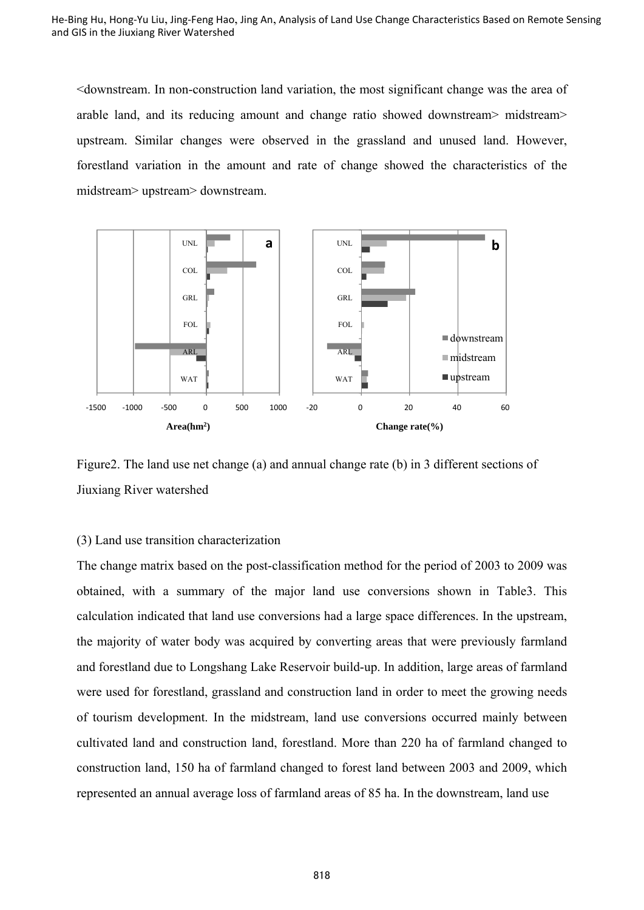<downstream. In non-construction land variation, the most significant change was the area of arable land, and its reducing amount and change ratio showed downstream> midstream> upstream. Similar changes were observed in the grassland and unused land. However, forestland variation in the amount and rate of change showed the characteristics of the midstream> upstream> downstream.

Figure2. The land use net change (a) and annual change rate (b) in 3 different sections of Jiuxiang River watershed

(3) Land use transition characterization

The change matrix based on the post-classification method for the period of 2003 to 2009 was obtained, with a summary of the major land use conversions shown in Table3. This calculation indicated that land use conversions had a large space differences. In the upstream, the majority of water body was acquired by converting areas that were previously farmland and forestland due to Longshang Lake Reservoir build-up. In addition, large areas of farmland were used for forestland, grassland and construction land in order to meet the growing needs of tourism development. In the midstream, land use conversions occurred mainly between cultivated land and construction land, forestland. More than 220 ha of farmland changed to construction land, 150 ha of farmland changed to forest land between 2003 and 2009, which represented an annual average loss of farmland areas of 85 ha. In the downstream, land use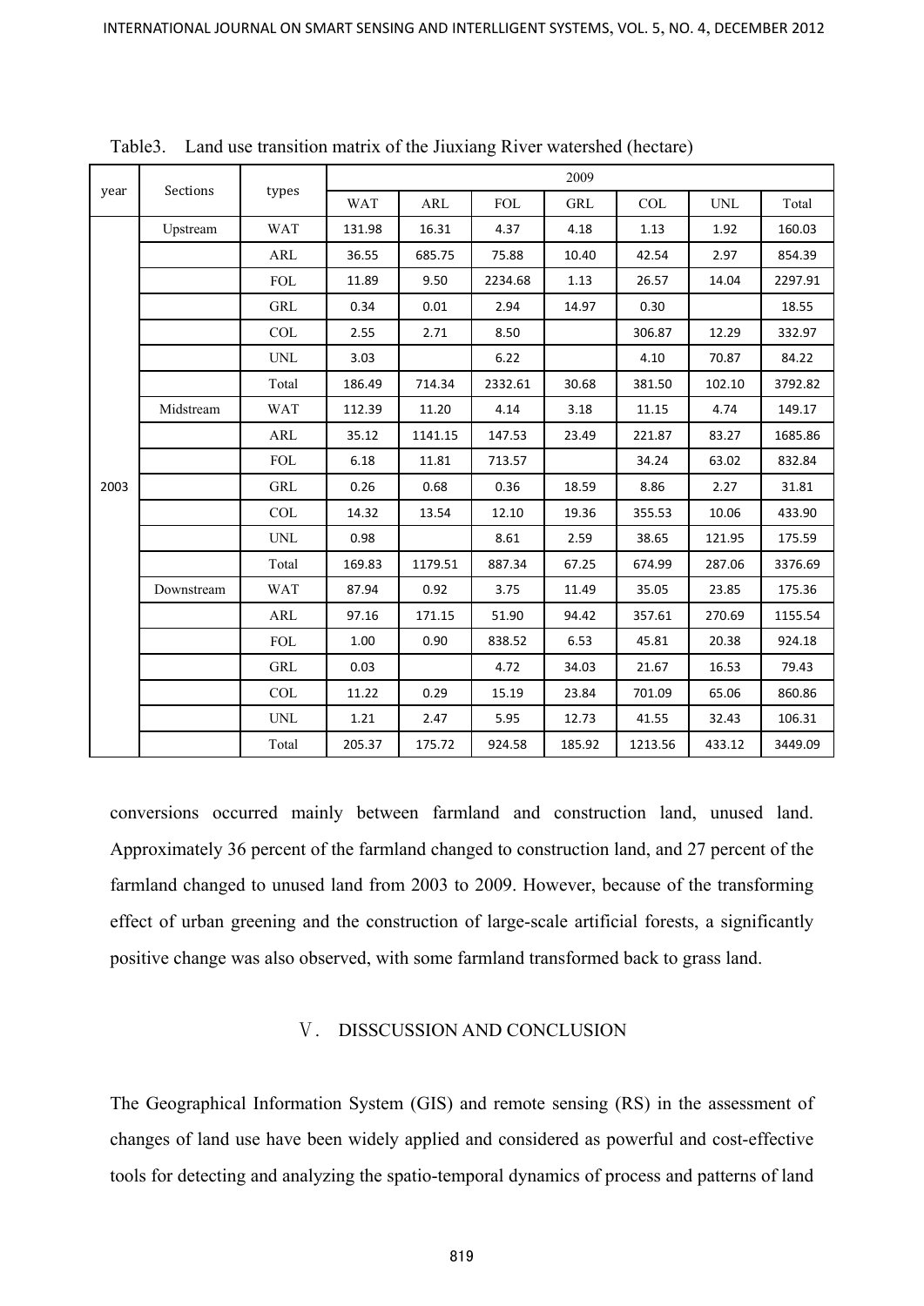Table3. Land use transition matrix of the Jiuxiang River watershed (hectare)

| year | Sections | types | 2009 | | | | | | |
|---|---|---|---|---|---|---|---|---|---|
| | | | WAT | ARL | FOL | GRL | COL | UNL | Total |
| 2003 | Upstream | WAT | 131.98 | 16.31 | 4.37 | 4.18 | 1.13 | 1.92 | 160.03 |
| | | ARL | 36.55 | 685.75 | 75.88 | 10.40 | 42.54 | 2.97 | 854.39 |
| | | FOL | 11.89 | 9.50 | 2234.68 | 1.13 | 26.57 | 14.04 | 2297.91 |
| | | GRL | 0.34 | 0.01 | 2.94 | 14.97 | 0.30 | | 18.55 |
| | | COL | 2.55 | 2.71 | 8.50 | | 306.87 | 12.29 | 332.97 |
| | | UNL | 3.03 | | 6.22 | | 4.10 | 70.87 | 84.22 |
| | | Total | 186.49 | 714.34 | 2332.61 | 30.68 | 381.50 | 102.10 | 3792.82 |
| | Midstream | WAT | 112.39 | 11.20 | 4.14 | 3.18 | 11.15 | 4.74 | 149.17 |
| | | ARL | 35.12 | 1141.15 | 147.53 | 23.49 | 221.87 | 83.27 | 1685.86 |
| | | FOL | 6.18 | 11.81 | 713.57 | | 34.24 | 63.02 | 832.84 |
| | | GRL | 0.26 | 0.68 | 0.36 | 18.59 | 8.86 | 2.27 | 31.81 |
| | | COL | 14.32 | 13.54 | 12.10 | 19.36 | 355.53 | 10.06 | 433.90 |
| | | UNL | 0.98 | | 8.61 | 2.59 | 38.65 | 121.95 | 175.59 |
| | | Total | 169.83 | 1179.51 | 887.34 | 67.25 | 674.99 | 287.06 | 3376.69 |
| | Downstream | WAT | 87.94 | 0.92 | 3.75 | 11.49 | 35.05 | 23.85 | 175.36 |
| | | ARL | 97.16 | 171.15 | 51.90 | 94.42 | 357.61 | 270.69 | 1155.54 |
| | | FOL | 1.00 | 0.90 | 838.52 | 6.53 | 45.81 | 20.38 | 924.18 |
| | | GRL | 0.03 | | 4.72 | 34.03 | 21.67 | 16.53 | 79.43 |
| | | COL | 11.22 | 0.29 | 15.19 | 23.84 | 701.09 | 65.06 | 860.86 |
| | | UNL | 1.21 | 2.47 | 5.95 | 12.73 | 41.55 | 32.43 | 106.31 |
| | | Total | 205.37 | 175.72 | 924.58 | 185.92 | 1213.56 | 433.12 | 3449.09 |

conversions occurred mainly between farmland and construction land, unused land. Approximately 36 percent of the farmland changed to construction land, and 27 percent of the farmland changed to unused land from 2003 to 2009. However, because of the transforming effect of urban greening and the construction of large-scale artificial forests, a significantly positive change was also observed, with some farmland transformed back to grass land.

## Ⅴ. DISSCUSSION AND CONCLUSION

The Geographical Information System (GIS) and remote sensing (RS) in the assessment of changes of land use have been widely applied and considered as powerful and cost-effective tools for detecting and analyzing the spatio-temporal dynamics of process and patterns of land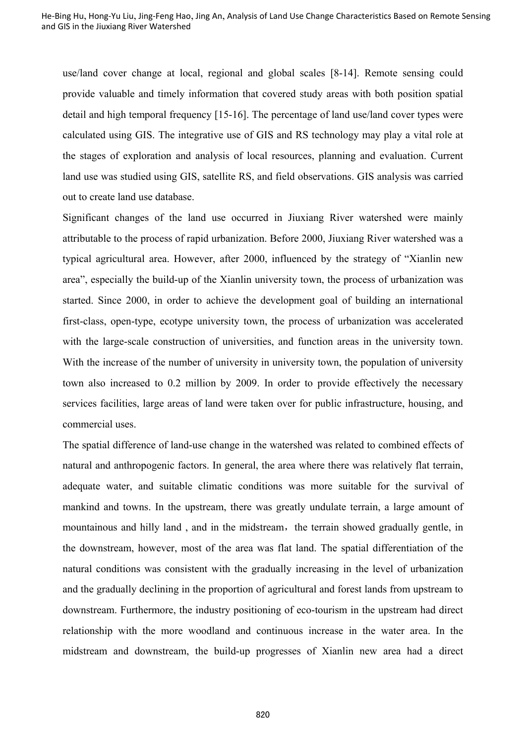use/land cover change at local, regional and global scales [8-14]. Remote sensing could provide valuable and timely information that covered study areas with both position spatial detail and high temporal frequency [15-16]. The percentage of land use/land cover types were calculated using GIS. The integrative use of GIS and RS technology may play a vital role at the stages of exploration and analysis of local resources, planning and evaluation. Current land use was studied using GIS, satellite RS, and field observations. GIS analysis was carried out to create land use database.

Significant changes of the land use occurred in Jiuxiang River watershed were mainly attributable to the process of rapid urbanization. Before 2000, Jiuxiang River watershed was a typical agricultural area. However, after 2000, influenced by the strategy of "Xianlin new area", especially the build-up of the Xianlin university town, the process of urbanization was started. Since 2000, in order to achieve the development goal of building an international first-class, open-type, ecotype university town, the process of urbanization was accelerated with the large-scale construction of universities, and function areas in the university town. With the increase of the number of university in university town, the population of university town also increased to 0.2 million by 2009. In order to provide effectively the necessary services facilities, large areas of land were taken over for public infrastructure, housing, and commercial uses.

The spatial difference of land-use change in the watershed was related to combined effects of natural and anthropogenic factors. In general, the area where there was relatively flat terrain, adequate water, and suitable climatic conditions was more suitable for the survival of mankind and towns. In the upstream, there was greatly undulate terrain, a large amount of mountainous and hilly land , and in the midstream，the terrain showed gradually gentle, in the downstream, however, most of the area was flat land. The spatial differentiation of the natural conditions was consistent with the gradually increasing in the level of urbanization and the gradually declining in the proportion of agricultural and forest lands from upstream to downstream. Furthermore, the industry positioning of eco-tourism in the upstream had direct relationship with the more woodland and continuous increase in the water area. In the midstream and downstream, the build-up progresses of Xianlin new area had a direct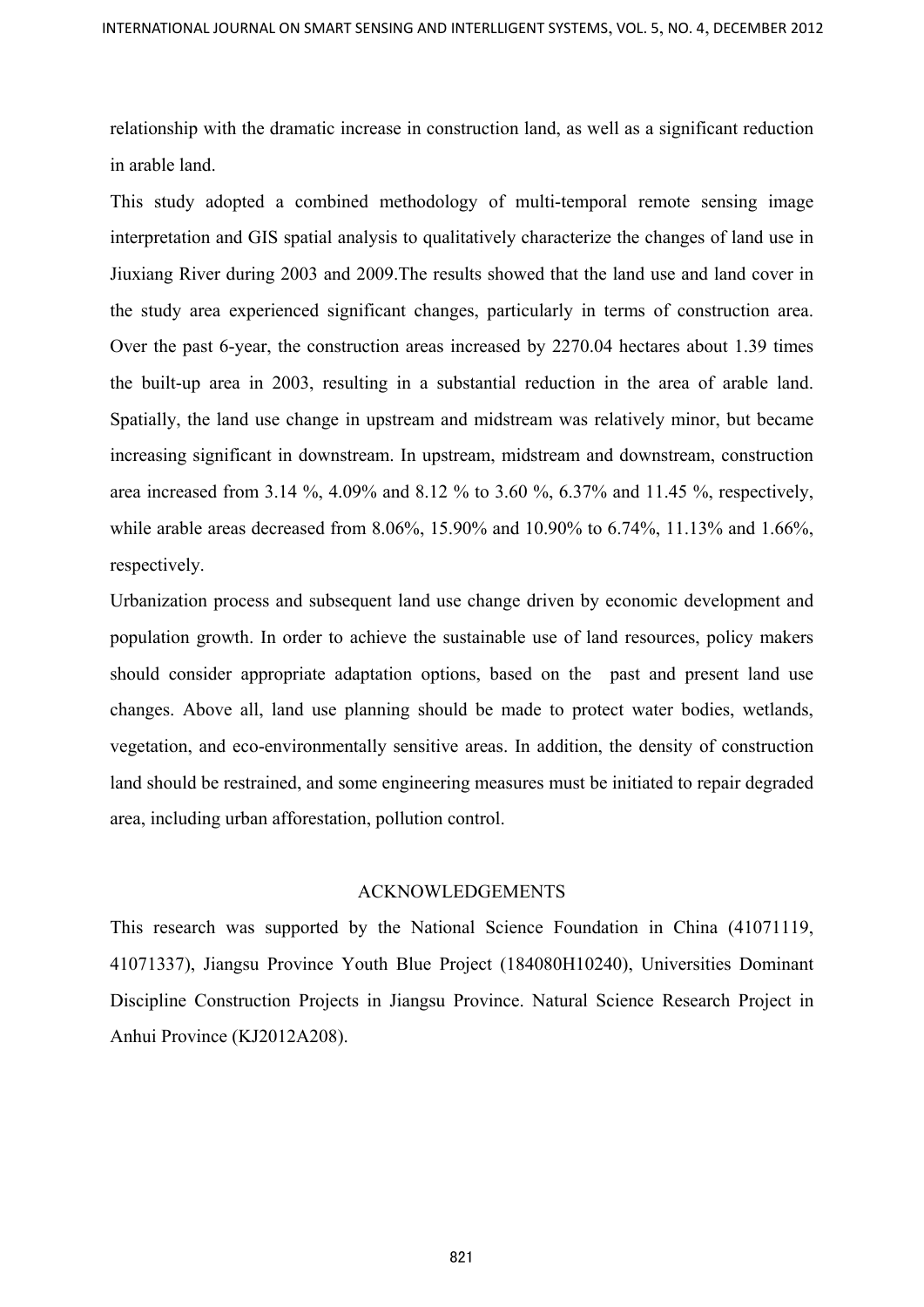relationship with the dramatic increase in construction land, as well as a significant reduction in arable land.

This study adopted a combined methodology of multi-temporal remote sensing image interpretation and GIS spatial analysis to qualitatively characterize the changes of land use in Jiuxiang River during 2003 and 2009.The results showed that the land use and land cover in the study area experienced significant changes, particularly in terms of construction area. Over the past 6-year, the construction areas increased by 2270.04 hectares about 1.39 times the built-up area in 2003, resulting in a substantial reduction in the area of arable land. Spatially, the land use change in upstream and midstream was relatively minor, but became increasing significant in downstream. In upstream, midstream and downstream, construction area increased from 3.14 %, 4.09% and 8.12 % to 3.60 %, 6.37% and 11.45 %, respectively, while arable areas decreased from 8.06%, 15.90% and 10.90% to 6.74%, 11.13% and 1.66%, respectively.

Urbanization process and subsequent land use change driven by economic development and population growth. In order to achieve the sustainable use of land resources, policy makers should consider appropriate adaptation options, based on the past and present land use changes. Above all, land use planning should be made to protect water bodies, wetlands, vegetation, and eco-environmentally sensitive areas. In addition, the density of construction land should be restrained, and some engineering measures must be initiated to repair degraded area, including urban afforestation, pollution control.

## ACKNOWLEDGEMENTS

This research was supported by the National Science Foundation in China (41071119, 41071337), Jiangsu Province Youth Blue Project (184080H10240), Universities Dominant Discipline Construction Projects in Jiangsu Province. Natural Science Research Project in Anhui Province (KJ2012A208).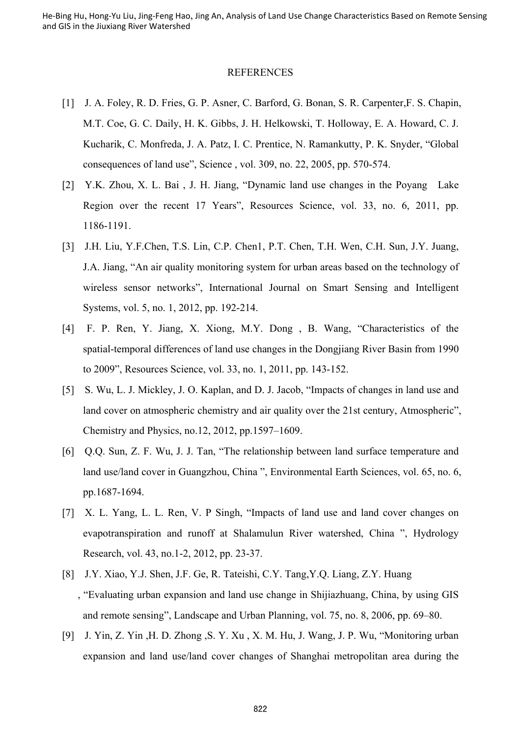## REFERENCES

[1] J. A. Foley, R. D. Fries, G. P. Asner, C. Barford, G. Bonan, S. R. Carpenter,F. S. Chapin, M.T. Coe, G. C. Daily, H. K. Gibbs, J. H. Helkowski, T. Holloway, E. A. Howard, C. J. Kucharik, C. Monfreda, J. A. Patz, I. C. Prentice, N. Ramankutty, P. K. Snyder, "Global consequences of land use", Science , vol. 309, no. 22, 2005, pp. 570-574.

[2] Y.K. Zhou, X. L. Bai , J. H. Jiang, "Dynamic land use changes in the Poyang Lake Region over the recent 17 Years", Resources Science, vol. 33, no. 6, 2011, pp. 1186-1191.

[3] J.H. Liu, Y.F.Chen, T.S. Lin, C.P. Chen1, P.T. Chen, T.H. Wen, C.H. Sun, J.Y. Juang, J.A. Jiang, "An air quality monitoring system for urban areas based on the technology of wireless sensor networks", International Journal on Smart Sensing and Intelligent Systems, vol. 5, no. 1, 2012, pp. 192-214.

[4] F. P. Ren, Y. Jiang, X. Xiong, M.Y. Dong , B. Wang, "Characteristics of the spatial-temporal differences of land use changes in the Dongjiang River Basin from 1990 to 2009", Resources Science, vol. 33, no. 1, 2011, pp. 143-152.

[5] S. Wu, L. J. Mickley, J. O. Kaplan, and D. J. Jacob, "Impacts of changes in land use and land cover on atmospheric chemistry and air quality over the 21st century, Atmospheric", Chemistry and Physics, no.12, 2012, pp.1597–1609.

[6] Q.Q. Sun, Z. F. Wu, J. J. Tan, "The relationship between land surface temperature and land use/land cover in Guangzhou, China ", Environmental Earth Sciences, vol. 65, no. 6, pp.1687-1694.

[7] X. L. Yang, L. L. Ren, V. P Singh, "Impacts of land use and land cover changes on evapotranspiration and runoff at Shalamulun River watershed, China ", Hydrology Research, vol. 43, no.1-2, 2012, pp. 23-37.

[8] J.Y. Xiao, Y.J. Shen, J.F. Ge, R. Tateishi, C.Y. Tang,Y.Q. Liang, Z.Y. Huang , "Evaluating urban expansion and land use change in Shijiazhuang, China, by using GIS and remote sensing", Landscape and Urban Planning, vol. 75, no. 8, 2006, pp. 69–80.

[9] J. Yin, Z. Yin ,H. D. Zhong ,S. Y. Xu , X. M. Hu, J. Wang, J. P. Wu, "Monitoring urban expansion and land use/land cover changes of Shanghai metropolitan area during the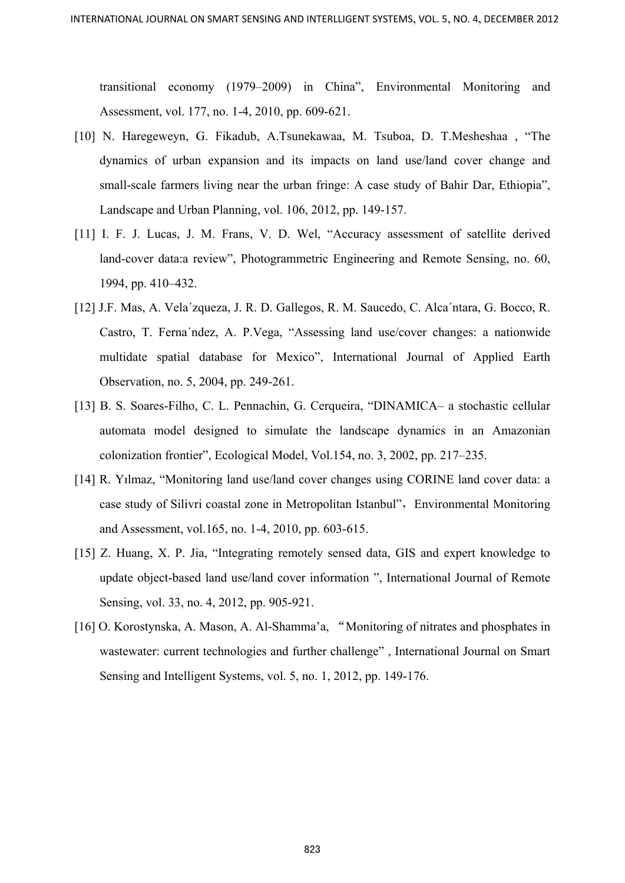transitional economy (1979–2009) in China", Environmental Monitoring and Assessment, vol. 177, no. 1-4, 2010, pp. 609-621.

[10] N. Haregeweyn, G. Fikadub, A.Tsunekawaa, M. Tsuboa, D. T.Mesheshaa , "The dynamics of urban expansion and its impacts on land use/land cover change and small-scale farmers living near the urban fringe: A case study of Bahir Dar, Ethiopia", Landscape and Urban Planning, vol. 106, 2012, pp. 149-157.

[11] I. F. J. Lucas, J. M. Frans, V. D. Wel, "Accuracy assessment of satellite derived land-cover data:a review", Photogrammetric Engineering and Remote Sensing, no. 60, 1994, pp. 410–432.

[12] J.F. Mas, A. Vela´zqueza, J. R. D. Gallegos, R. M. Saucedo, C. Alca´ntara, G. Bocco, R. Castro, T. Ferna´ndez, A. P.Vega, "Assessing land use/cover changes: a nationwide multidate spatial database for Mexico", International Journal of Applied Earth Observation, no. 5, 2004, pp. 249-261.

[13] B. S. Soares-Filho, C. L. Pennachin, G. Cerqueira, "DINAMICA– a stochastic cellular automata model designed to simulate the landscape dynamics in an Amazonian colonization frontier", Ecological Model, Vol.154, no. 3, 2002, pp. 217–235.

[14] R. Yılmaz, "Monitoring land use/land cover changes using CORINE land cover data: a case study of Silivri coastal zone in Metropolitan Istanbul"，Environmental Monitoring and Assessment, vol.165, no. 1-4, 2010, pp. 603-615.

[15] Z. Huang, X. P. Jia, "Integrating remotely sensed data, GIS and expert knowledge to update object-based land use/land cover information ", International Journal of Remote Sensing, vol. 33, no. 4, 2012, pp. 905-921.

[16] O. Korostynska, A. Mason, A. Al-Shamma'a, "Monitoring of nitrates and phosphates in wastewater: current technologies and further challenge" , International Journal on Smart Sensing and Intelligent Systems, vol. 5, no. 1, 2012, pp. 149-176.